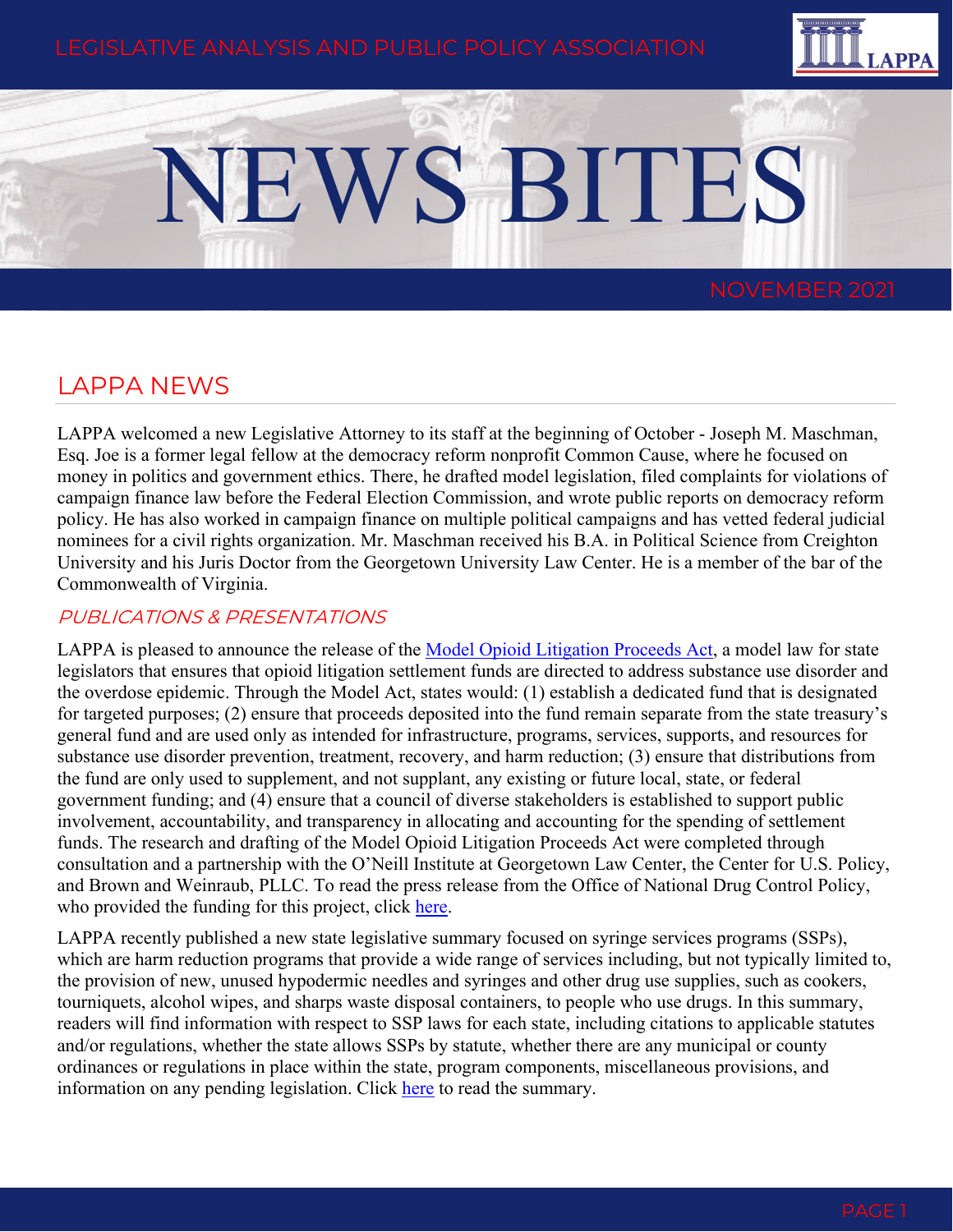# NEWS BITES

LEGISLATIVE ANALYSIS AND PUBLIC POLICY ASSOCIATION

NOVEMBER 2021

## LAPPA NEWS

LAPPA welcomed a new Legislative Attorney to its staff at the beginning of October - Joseph M. Maschman, Esq. Joe is a former legal fellow at the democracy reform nonprofit Common Cause, where he focused on money in politics and government ethics. There, he drafted model legislation, filed complaints for violations of campaign finance law before the Federal Election Commission, and wrote public reports on democracy reform policy. He has also worked in campaign finance on multiple political campaigns and has vetted federal judicial nominees for a civil rights organization. Mr. Maschman received his B.A. in Political Science from Creighton University and his Juris Doctor from the Georgetown University Law Center. He is a member of the bar of the Commonwealth of Virginia.

### *PUBLICATIONS & PRESENTATIONS*

LAPPA is pleased to announce the release of the Model Opioid Litigation Proceeds Act, a model law for state legislators that ensures that opioid litigation settlement funds are directed to address substance use disorder and the overdose epidemic. Through the Model Act, states would: (1) establish a dedicated fund that is designated for targeted purposes; (2) ensure that proceeds deposited into the fund remain separate from the state treasury's general fund and are used only as intended for infrastructure, programs, services, supports, and resources for substance use disorder prevention, treatment, recovery, and harm reduction; (3) ensure that distributions from the fund are only used to supplement, and not supplant, any existing or future local, state, or federal government funding; and (4) ensure that a council of diverse stakeholders is established to support public involvement, accountability, and transparency in allocating and accounting for the spending of settlement funds. The research and drafting of the Model Opioid Litigation Proceeds Act were completed through consultation and a partnership with the O'Neill Institute at Georgetown Law Center, the Center for U.S. Policy, and Brown and Weinraub, PLLC. To read the press release from the Office of National Drug Control Policy, who provided the funding for this project, click here.

LAPPA recently published a new state legislative summary focused on syringe services programs (SSPs), which are harm reduction programs that provide a wide range of services including, but not typically limited to, the provision of new, unused hypodermic needles and syringes and other drug use supplies, such as cookers, tourniquets, alcohol wipes, and sharps waste disposal containers, to people who use drugs. In this summary, readers will find information with respect to SSP laws for each state, including citations to applicable statutes and/or regulations, whether the state allows SSPs by statute, whether there are any municipal or county ordinances or regulations in place within the state, program components, miscellaneous provisions, and information on any pending legislation. Click here to read the summary.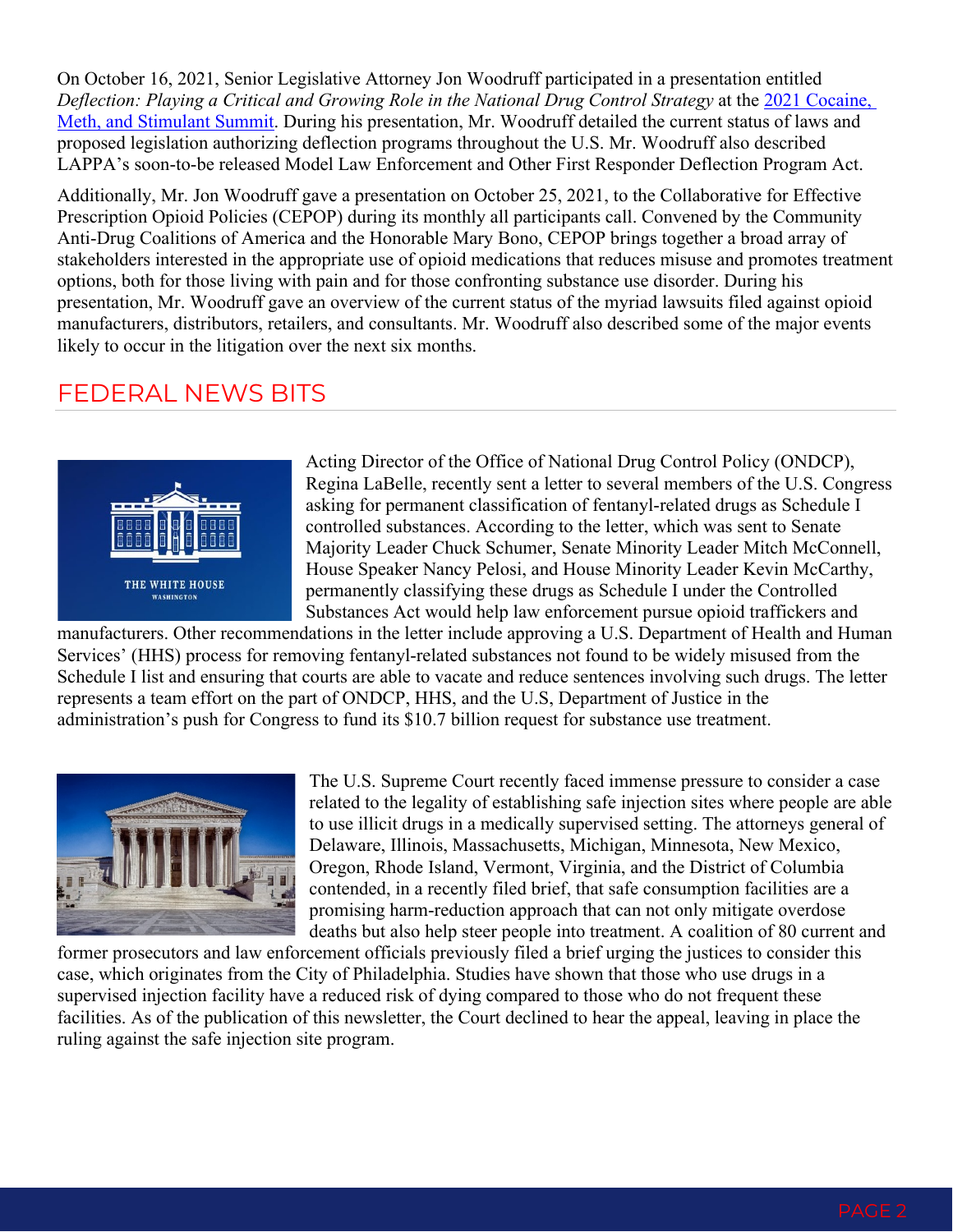On October 16, 2021, Senior Legislative Attorney Jon Woodruff participated in a presentation entitled *Deflection: Playing a Critical and Growing Role in the National Drug Control Strategy* at the 2021 Cocaine, Meth, and Stimulant Summit. During his presentation, Mr. Woodruff detailed the current status of laws and proposed legislation authorizing deflection programs throughout the U.S. Mr. Woodruff also described LAPPA's soon-to-be released Model Law Enforcement and Other First Responder Deflection Program Act.

Additionally, Mr. Jon Woodruff gave a presentation on October 25, 2021, to the Collaborative for Effective Prescription Opioid Policies (CEPOP) during its monthly all participants call. Convened by the Community Anti-Drug Coalitions of America and the Honorable Mary Bono, CEPOP brings together a broad array of stakeholders interested in the appropriate use of opioid medications that reduces misuse and promotes treatment options, both for those living with pain and for those confronting substance use disorder. During his presentation, Mr. Woodruff gave an overview of the current status of the myriad lawsuits filed against opioid manufacturers, distributors, retailers, and consultants. Mr. Woodruff also described some of the major events likely to occur in the litigation over the next six months.

## FEDERAL NEWS BITS

Acting Director of the Office of National Drug Control Policy (ONDCP), Regina LaBelle, recently sent a letter to several members of the U.S. Congress asking for permanent classification of fentanyl-related drugs as Schedule I controlled substances. According to the letter, which was sent to Senate Majority Leader Chuck Schumer, Senate Minority Leader Mitch McConnell, House Speaker Nancy Pelosi, and House Minority Leader Kevin McCarthy, permanently classifying these drugs as Schedule I under the Controlled Substances Act would help law enforcement pursue opioid traffickers and manufacturers. Other recommendations in the letter include approving a U.S. Department of Health and Human Services' (HHS) process for removing fentanyl-related substances not found to be widely misused from the Schedule I list and ensuring that courts are able to vacate and reduce sentences involving such drugs. The letter represents a team effort on the part of ONDCP, HHS, and the U.S, Department of Justice in the administration's push for Congress to fund its $10.7 billion request for substance use treatment.

The U.S. Supreme Court recently faced immense pressure to consider a case related to the legality of establishing safe injection sites where people are able to use illicit drugs in a medically supervised setting. The attorneys general of Delaware, Illinois, Massachusetts, Michigan, Minnesota, New Mexico, Oregon, Rhode Island, Vermont, Virginia, and the District of Columbia contended, in a recently filed brief, that safe consumption facilities are a promising harm-reduction approach that can not only mitigate overdose deaths but also help steer people into treatment. A coalition of 80 current and former prosecutors and law enforcement officials previously filed a brief urging the justices to consider this case, which originates from the City of Philadelphia. Studies have shown that those who use drugs in a supervised injection facility have a reduced risk of dying compared to those who do not frequent these facilities. As of the publication of this newsletter, the Court declined to hear the appeal, leaving in place the ruling against the safe injection site program.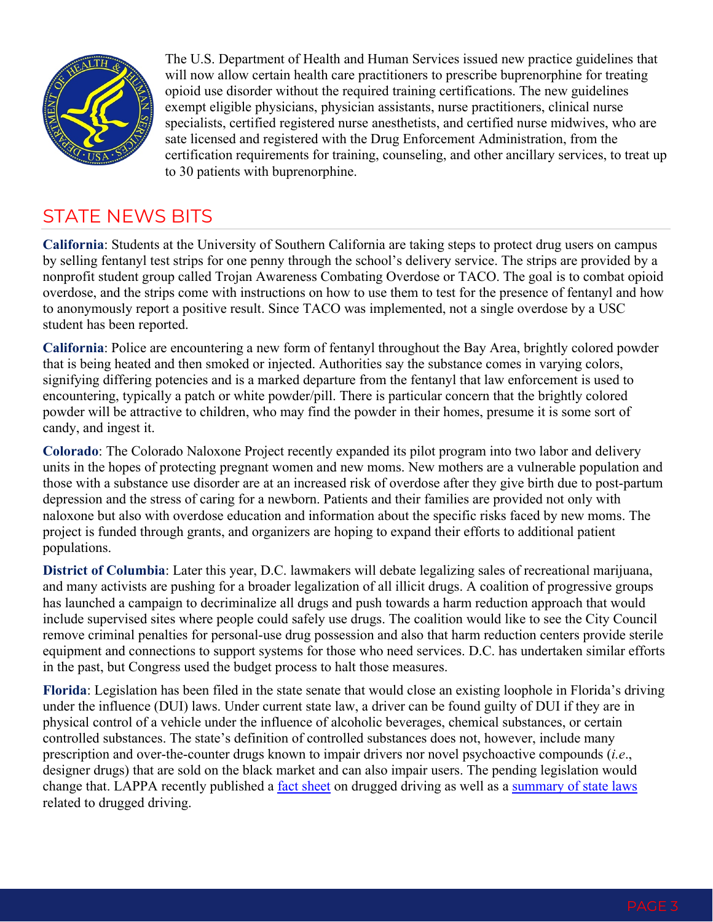The U.S. Department of Health and Human Services issued new practice guidelines that will now allow certain health care practitioners to prescribe buprenorphine for treating opioid use disorder without the required training certifications. The new guidelines exempt eligible physicians, physician assistants, nurse practitioners, clinical nurse specialists, certified registered nurse anesthetists, and certified nurse midwives, who are sate licensed and registered with the Drug Enforcement Administration, from the certification requirements for training, counseling, and other ancillary services, to treat up to 30 patients with buprenorphine.

## STATE NEWS BITS

**California**: Students at the University of Southern California are taking steps to protect drug users on campus by selling fentanyl test strips for one penny through the school's delivery service. The strips are provided by a nonprofit student group called Trojan Awareness Combating Overdose or TACO. The goal is to combat opioid overdose, and the strips come with instructions on how to use them to test for the presence of fentanyl and how to anonymously report a positive result. Since TACO was implemented, not a single overdose by a USC student has been reported.

**California**: Police are encountering a new form of fentanyl throughout the Bay Area, brightly colored powder that is being heated and then smoked or injected. Authorities say the substance comes in varying colors, signifying differing potencies and is a marked departure from the fentanyl that law enforcement is used to encountering, typically a patch or white powder/pill. There is particular concern that the brightly colored powder will be attractive to children, who may find the powder in their homes, presume it is some sort of candy, and ingest it.

**Colorado**: The Colorado Naloxone Project recently expanded its pilot program into two labor and delivery units in the hopes of protecting pregnant women and new moms. New mothers are a vulnerable population and those with a substance use disorder are at an increased risk of overdose after they give birth due to post-partum depression and the stress of caring for a newborn. Patients and their families are provided not only with naloxone but also with overdose education and information about the specific risks faced by new moms. The project is funded through grants, and organizers are hoping to expand their efforts to additional patient populations.

**District of Columbia**: Later this year, D.C. lawmakers will debate legalizing sales of recreational marijuana, and many activists are pushing for a broader legalization of all illicit drugs. A coalition of progressive groups has launched a campaign to decriminalize all drugs and push towards a harm reduction approach that would include supervised sites where people could safely use drugs. The coalition would like to see the City Council remove criminal penalties for personal-use drug possession and also that harm reduction centers provide sterile equipment and connections to support systems for those who need services. D.C. has undertaken similar efforts in the past, but Congress used the budget process to halt those measures.

**Florida**: Legislation has been filed in the state senate that would close an existing loophole in Florida's driving under the influence (DUI) laws. Under current state law, a driver can be found guilty of DUI if they are in physical control of a vehicle under the influence of alcoholic beverages, chemical substances, or certain controlled substances. The state's definition of controlled substances does not, however, include many prescription and over-the-counter drugs known to impair drivers nor novel psychoactive compounds (*i.e.*, designer drugs) that are sold on the black market and can also impair users. The pending legislation would change that. LAPPA recently published a fact sheet on drugged driving as well as a summary of state laws related to drugged driving.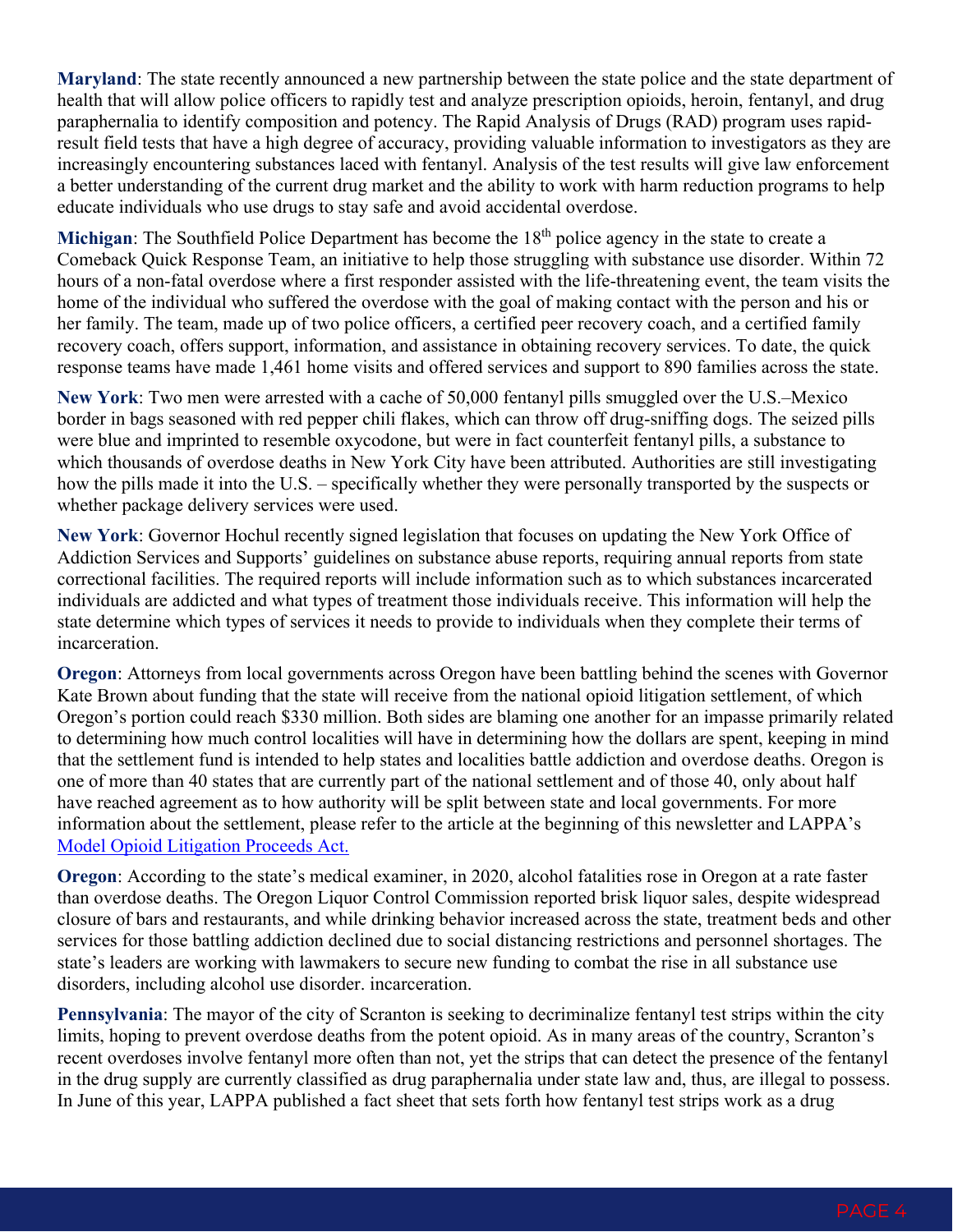**Maryland**: The state recently announced a new partnership between the state police and the state department of health that will allow police officers to rapidly test and analyze prescription opioids, heroin, fentanyl, and drug paraphernalia to identify composition and potency. The Rapid Analysis of Drugs (RAD) program uses rapid-result field tests that have a high degree of accuracy, providing valuable information to investigators as they are increasingly encountering substances laced with fentanyl. Analysis of the test results will give law enforcement a better understanding of the current drug market and the ability to work with harm reduction programs to help educate individuals who use drugs to stay safe and avoid accidental overdose.

**Michigan**: The Southfield Police Department has become the 18th police agency in the state to create a Comeback Quick Response Team, an initiative to help those struggling with substance use disorder. Within 72 hours of a non-fatal overdose where a first responder assisted with the life-threatening event, the team visits the home of the individual who suffered the overdose with the goal of making contact with the person and his or her family. The team, made up of two police officers, a certified peer recovery coach, and a certified family recovery coach, offers support, information, and assistance in obtaining recovery services. To date, the quick response teams have made 1,461 home visits and offered services and support to 890 families across the state.

**New York**: Two men were arrested with a cache of 50,000 fentanyl pills smuggled over the U.S.–Mexico border in bags seasoned with red pepper chili flakes, which can throw off drug-sniffing dogs. The seized pills were blue and imprinted to resemble oxycodone, but were in fact counterfeit fentanyl pills, a substance to which thousands of overdose deaths in New York City have been attributed. Authorities are still investigating how the pills made it into the U.S. – specifically whether they were personally transported by the suspects or whether package delivery services were used.

**New York**: Governor Hochul recently signed legislation that focuses on updating the New York Office of Addiction Services and Supports' guidelines on substance abuse reports, requiring annual reports from state correctional facilities. The required reports will include information such as to which substances incarcerated individuals are addicted and what types of treatment those individuals receive. This information will help the state determine which types of services it needs to provide to individuals when they complete their terms of incarceration.

**Oregon**: Attorneys from local governments across Oregon have been battling behind the scenes with Governor Kate Brown about funding that the state will receive from the national opioid litigation settlement, of which Oregon's portion could reach $330 million. Both sides are blaming one another for an impasse primarily related to determining how much control localities will have in determining how the dollars are spent, keeping in mind that the settlement fund is intended to help states and localities battle addiction and overdose deaths. Oregon is one of more than 40 states that are currently part of the national settlement and of those 40, only about half have reached agreement as to how authority will be split between state and local governments. For more information about the settlement, please refer to the article at the beginning of this newsletter and LAPPA's Model Opioid Litigation Proceeds Act.

**Oregon**: According to the state's medical examiner, in 2020, alcohol fatalities rose in Oregon at a rate faster than overdose deaths. The Oregon Liquor Control Commission reported brisk liquor sales, despite widespread closure of bars and restaurants, and while drinking behavior increased across the state, treatment beds and other services for those battling addiction declined due to social distancing restrictions and personnel shortages. The state's leaders are working with lawmakers to secure new funding to combat the rise in all substance use disorders, including alcohol use disorder. incarceration.

**Pennsylvania**: The mayor of the city of Scranton is seeking to decriminalize fentanyl test strips within the city limits, hoping to prevent overdose deaths from the potent opioid. As in many areas of the country, Scranton's recent overdoses involve fentanyl more often than not, yet the strips that can detect the presence of the fentanyl in the drug supply are currently classified as drug paraphernalia under state law and, thus, are illegal to possess. In June of this year, LAPPA published a fact sheet that sets forth how fentanyl test strips work as a drug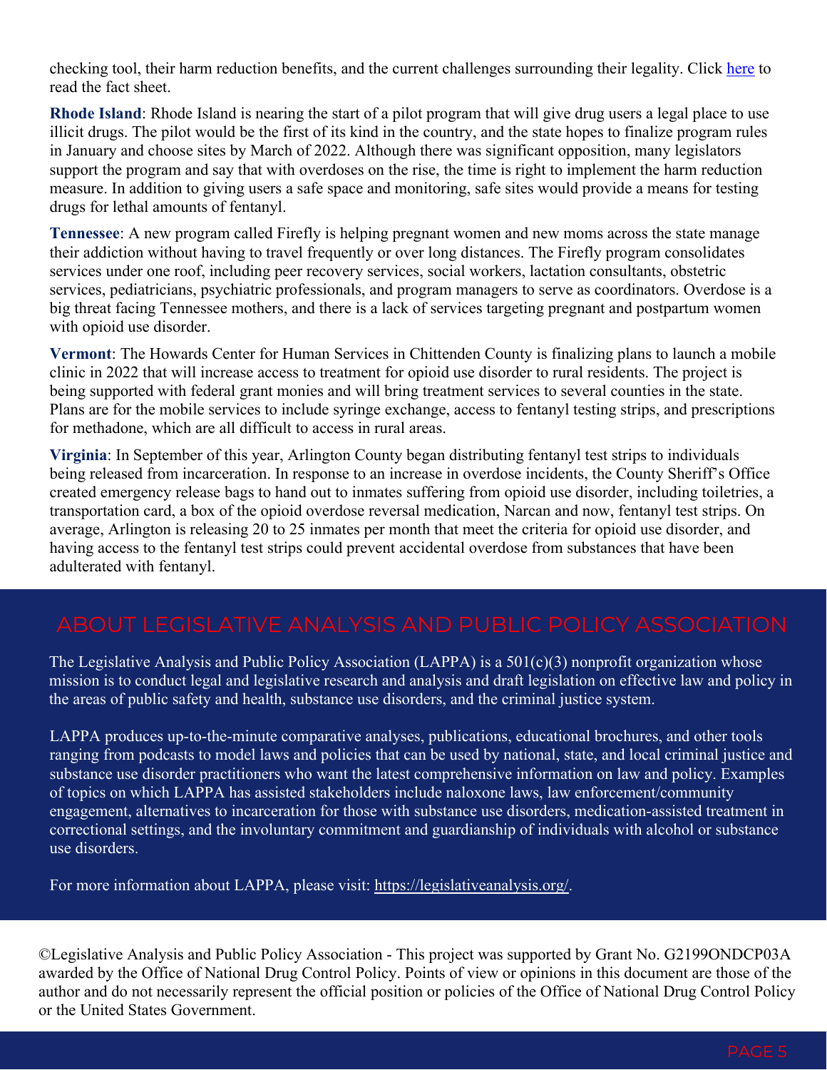checking tool, their harm reduction benefits, and the current challenges surrounding their legality. Click here to read the fact sheet.

**Rhode Island**: Rhode Island is nearing the start of a pilot program that will give drug users a legal place to use illicit drugs. The pilot would be the first of its kind in the country, and the state hopes to finalize program rules in January and choose sites by March of 2022. Although there was significant opposition, many legislators support the program and say that with overdoses on the rise, the time is right to implement the harm reduction measure. In addition to giving users a safe space and monitoring, safe sites would provide a means for testing drugs for lethal amounts of fentanyl.

**Tennessee**: A new program called Firefly is helping pregnant women and new moms across the state manage their addiction without having to travel frequently or over long distances. The Firefly program consolidates services under one roof, including peer recovery services, social workers, lactation consultants, obstetric services, pediatricians, psychiatric professionals, and program managers to serve as coordinators. Overdose is a big threat facing Tennessee mothers, and there is a lack of services targeting pregnant and postpartum women with opioid use disorder.

**Vermont**: The Howards Center for Human Services in Chittenden County is finalizing plans to launch a mobile clinic in 2022 that will increase access to treatment for opioid use disorder to rural residents. The project is being supported with federal grant monies and will bring treatment services to several counties in the state. Plans are for the mobile services to include syringe exchange, access to fentanyl testing strips, and prescriptions for methadone, which are all difficult to access in rural areas.

**Virginia**: In September of this year, Arlington County began distributing fentanyl test strips to individuals being released from incarceration. In response to an increase in overdose incidents, the County Sheriff's Office created emergency release bags to hand out to inmates suffering from opioid use disorder, including toiletries, a transportation card, a box of the opioid overdose reversal medication, Narcan and now, fentanyl test strips. On average, Arlington is releasing 20 to 25 inmates per month that meet the criteria for opioid use disorder, and having access to the fentanyl test strips could prevent accidental overdose from substances that have been adulterated with fentanyl.

## ABOUT LEGISLATIVE ANALYSIS AND PUBLIC POLICY ASSOCIATION

The Legislative Analysis and Public Policy Association (LAPPA) is a 501(c)(3) nonprofit organization whose mission is to conduct legal and legislative research and analysis and draft legislation on effective law and policy in the areas of public safety and health, substance use disorders, and the criminal justice system.

LAPPA produces up-to-the-minute comparative analyses, publications, educational brochures, and other tools ranging from podcasts to model laws and policies that can be used by national, state, and local criminal justice and substance use disorder practitioners who want the latest comprehensive information on law and policy. Examples of topics on which LAPPA has assisted stakeholders include naloxone laws, law enforcement/community engagement, alternatives to incarceration for those with substance use disorders, medication-assisted treatment in correctional settings, and the involuntary commitment and guardianship of individuals with alcohol or substance use disorders.

For more information about LAPPA, please visit: https://legislativeanalysis.org/.

©Legislative Analysis and Public Policy Association - This project was supported by Grant No. G2199ONDCP03A awarded by the Office of National Drug Control Policy. Points of view or opinions in this document are those of the author and do not necessarily represent the official position or policies of the Office of National Drug Control Policy or the United States Government.